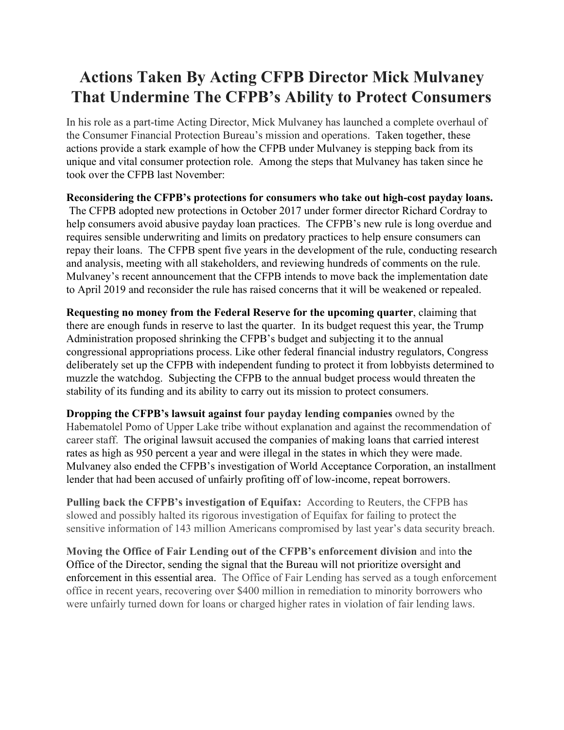# Actions Taken By Acting CFPB Director Mick Mulvaney That Undermine The CFPB's Ability to Protect Consumers

In his role as a part-time Acting Director, Mick Mulvaney has launched a complete overhaul of the Consumer Financial Protection Bureau's mission and operations. Taken together, these actions provide a stark example of how the CFPB under Mulvaney is stepping back from its unique and vital consumer protection role. Among the steps that Mulvaney has taken since he took over the CFPB last November:

**Reconsidering the CFPB's protections for consumers who take out high-cost payday loans.** The CFPB adopted new protections in October 2017 under former director Richard Cordray to help consumers avoid abusive payday loan practices. The CFPB's new rule is long overdue and requires sensible underwriting and limits on predatory practices to help ensure consumers can repay their loans. The CFPB spent five years in the development of the rule, conducting research and analysis, meeting with all stakeholders, and reviewing hundreds of comments on the rule. Mulvaney's recent announcement that the CFPB intends to move back the implementation date to April 2019 and reconsider the rule has raised concerns that it will be weakened or repealed.

**Requesting no money from the Federal Reserve for the upcoming quarter**, claiming that there are enough funds in reserve to last the quarter. In its budget request this year, the Trump Administration proposed shrinking the CFPB's budget and subjecting it to the annual congressional appropriations process. Like other federal financial industry regulators, Congress deliberately set up the CFPB with independent funding to protect it from lobbyists determined to muzzle the watchdog. Subjecting the CFPB to the annual budget process would threaten the stability of its funding and its ability to carry out its mission to protect consumers.

**Dropping the CFPB's lawsuit against four payday lending companies** owned by the Habematolel Pomo of Upper Lake tribe without explanation and against the recommendation of career staff. The original lawsuit accused the companies of making loans that carried interest rates as high as 950 percent a year and were illegal in the states in which they were made. Mulvaney also ended the CFPB's investigation of World Acceptance Corporation, an installment lender that had been accused of unfairly profiting off of low-income, repeat borrowers.

**Pulling back the CFPB's investigation of Equifax:** According to Reuters, the CFPB has slowed and possibly halted its rigorous investigation of Equifax for failing to protect the sensitive information of 143 million Americans compromised by last year's data security breach.

**Moving the Office of Fair Lending out of the CFPB's enforcement division** and into the Office of the Director, sending the signal that the Bureau will not prioritize oversight and enforcement in this essential area. The Office of Fair Lending has served as a tough enforcement office in recent years, recovering over $400 million in remediation to minority borrowers who were unfairly turned down for loans or charged higher rates in violation of fair lending laws.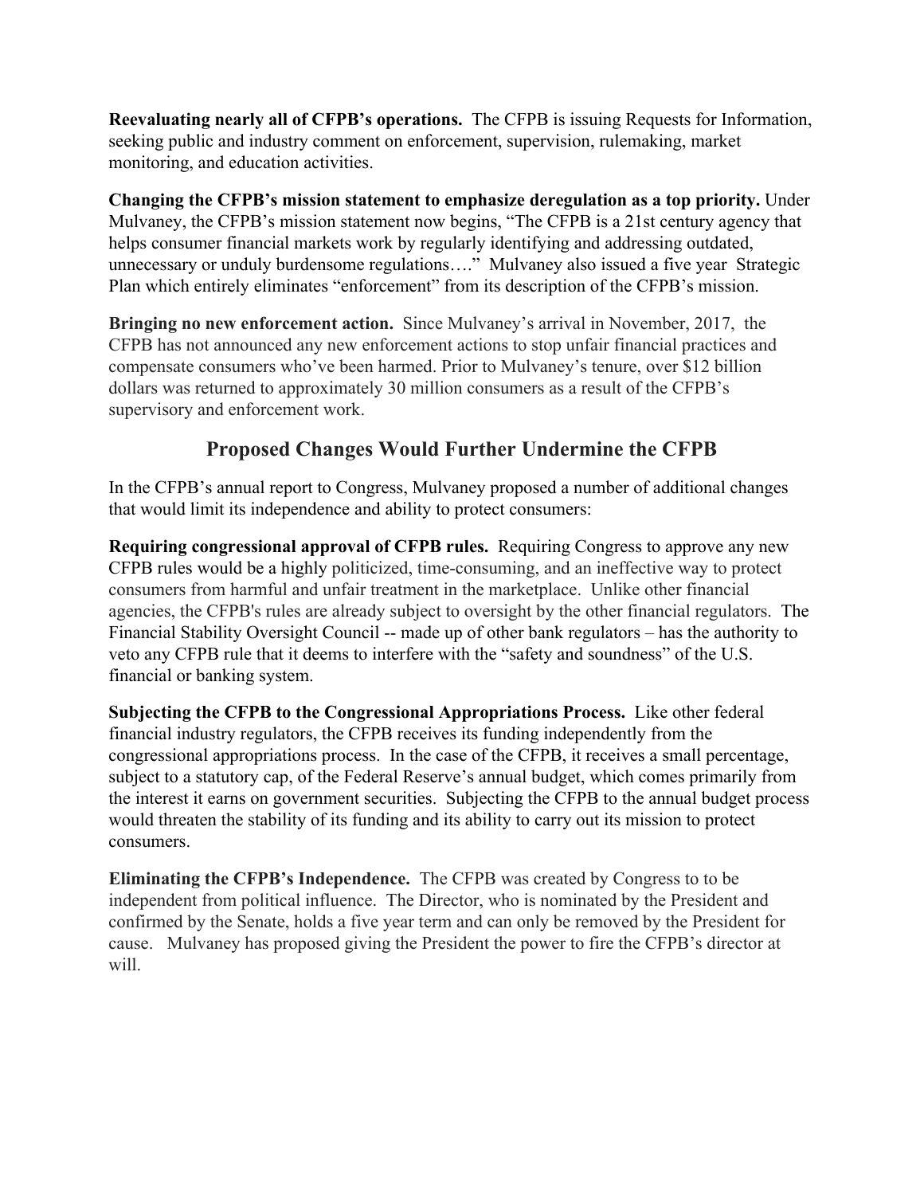**Reevaluating nearly all of CFPB's operations.** The CFPB is issuing Requests for Information, seeking public and industry comment on enforcement, supervision, rulemaking, market monitoring, and education activities.

**Changing the CFPB's mission statement to emphasize deregulation as a top priority.** Under Mulvaney, the CFPB's mission statement now begins, "The CFPB is a 21st century agency that helps consumer financial markets work by regularly identifying and addressing outdated, unnecessary or unduly burdensome regulations…." Mulvaney also issued a five year Strategic Plan which entirely eliminates "enforcement" from its description of the CFPB's mission.

**Bringing no new enforcement action.** Since Mulvaney's arrival in November, 2017, the CFPB has not announced any new enforcement actions to stop unfair financial practices and compensate consumers who've been harmed. Prior to Mulvaney's tenure, over $12 billion dollars was returned to approximately 30 million consumers as a result of the CFPB's supervisory and enforcement work.

## Proposed Changes Would Further Undermine the CFPB

In the CFPB's annual report to Congress, Mulvaney proposed a number of additional changes that would limit its independence and ability to protect consumers:

**Requiring congressional approval of CFPB rules.** Requiring Congress to approve any new CFPB rules would be a highly politicized, time-consuming, and an ineffective way to protect consumers from harmful and unfair treatment in the marketplace. Unlike other financial agencies, the CFPB's rules are already subject to oversight by the other financial regulators. The Financial Stability Oversight Council -- made up of other bank regulators – has the authority to veto any CFPB rule that it deems to interfere with the "safety and soundness" of the U.S. financial or banking system.

**Subjecting the CFPB to the Congressional Appropriations Process.** Like other federal financial industry regulators, the CFPB receives its funding independently from the congressional appropriations process. In the case of the CFPB, it receives a small percentage, subject to a statutory cap, of the Federal Reserve's annual budget, which comes primarily from the interest it earns on government securities. Subjecting the CFPB to the annual budget process would threaten the stability of its funding and its ability to carry out its mission to protect consumers.

**Eliminating the CFPB's Independence.** The CFPB was created by Congress to to be independent from political influence. The Director, who is nominated by the President and confirmed by the Senate, holds a five year term and can only be removed by the President for cause. Mulvaney has proposed giving the President the power to fire the CFPB's director at will.